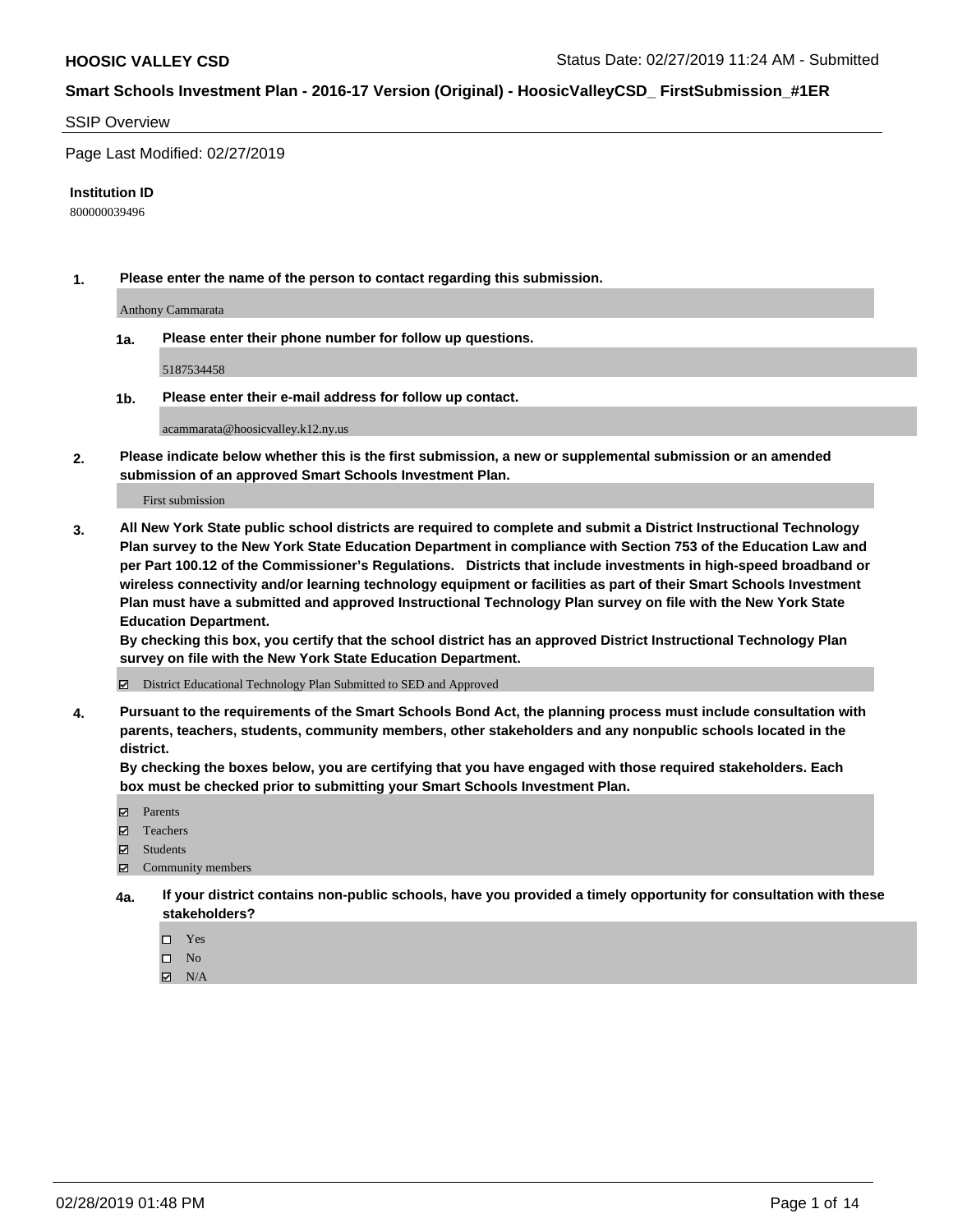**HOOSIC VALLEY CSD** Status Date: 02/27/2019 11:24 AM - Submitted

**Smart Schools Investment Plan - 2016-17 Version (Original) - HoosicValleyCSD_ FirstSubmission_#1ER**

SSIP Overview

Page Last Modified: 02/27/2019

**Institution ID**

800000039496

**1. Please enter the name of the person to contact regarding this submission.**

Anthony Cammarata

**1a. Please enter their phone number for follow up questions.**

5187534458

**1b. Please enter their e-mail address for follow up contact.**

acammarata@hoosicvalley.k12.ny.us

**2. Please indicate below whether this is the first submission, a new or supplemental submission or an amended submission of an approved Smart Schools Investment Plan.**

First submission

**3. All New York State public school districts are required to complete and submit a District Instructional Technology Plan survey to the New York State Education Department in compliance with Section 753 of the Education Law and per Part 100.12 of the Commissioner's Regulations. Districts that include investments in high-speed broadband or wireless connectivity and/or learning technology equipment or facilities as part of their Smart Schools Investment Plan must have a submitted and approved Instructional Technology Plan survey on file with the New York State Education Department.**
**By checking this box, you certify that the school district has an approved District Instructional Technology Plan survey on file with the New York State Education Department.**

☑ District Educational Technology Plan Submitted to SED and Approved

**4. Pursuant to the requirements of the Smart Schools Bond Act, the planning process must include consultation with parents, teachers, students, community members, other stakeholders and any nonpublic schools located in the district.**
**By checking the boxes below, you are certifying that you have engaged with those required stakeholders. Each box must be checked prior to submitting your Smart Schools Investment Plan.**

☑ Parents
☑ Teachers
☑ Students
☑ Community members

**4a. If your district contains non-public schools, have you provided a timely opportunity for consultation with these stakeholders?**

☐ Yes
☐ No
☑ N/A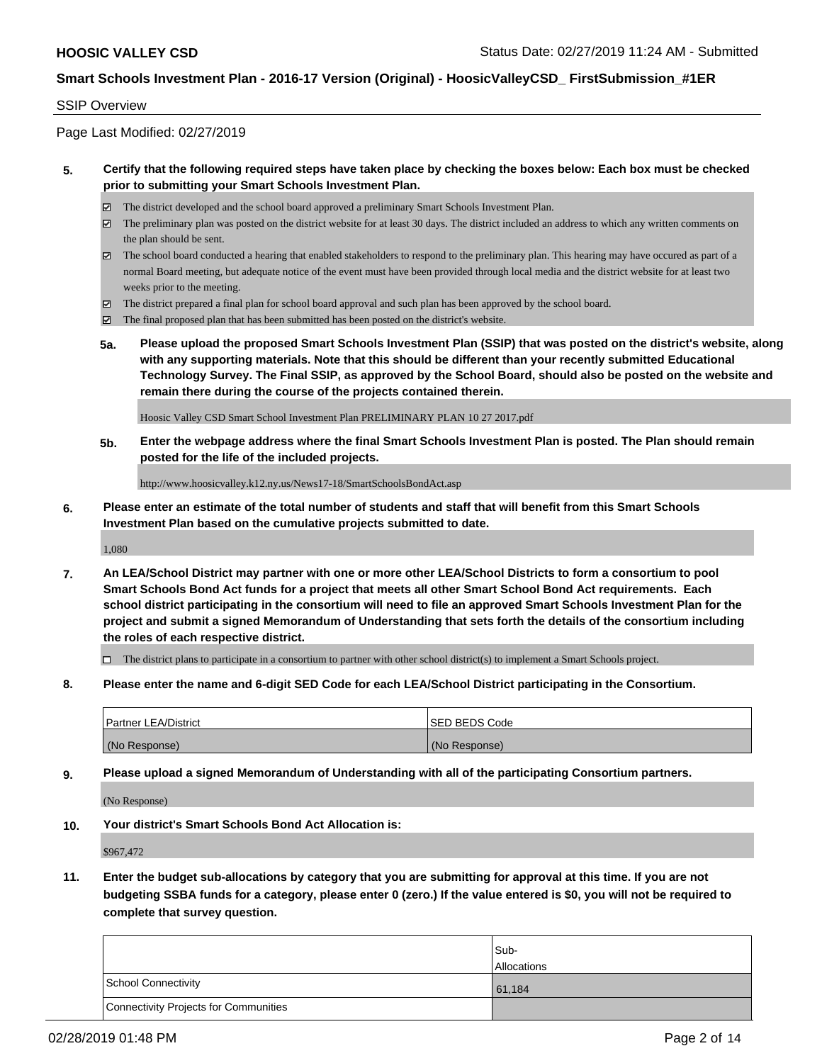SSIP Overview

Page Last Modified: 02/27/2019

**5. Certify that the following required steps have taken place by checking the boxes below: Each box must be checked prior to submitting your Smart Schools Investment Plan.**

- ☑ The district developed and the school board approved a preliminary Smart Schools Investment Plan.
- ☑ The preliminary plan was posted on the district website for at least 30 days. The district included an address to which any written comments on the plan should be sent.
- ☑ The school board conducted a hearing that enabled stakeholders to respond to the preliminary plan. This hearing may have occured as part of a normal Board meeting, but adequate notice of the event must have been provided through local media and the district website for at least two weeks prior to the meeting.
- ☑ The district prepared a final plan for school board approval and such plan has been approved by the school board.
- ☑ The final proposed plan that has been submitted has been posted on the district's website.

**5a. Please upload the proposed Smart Schools Investment Plan (SSIP) that was posted on the district's website, along with any supporting materials. Note that this should be different than your recently submitted Educational Technology Survey. The Final SSIP, as approved by the School Board, should also be posted on the website and remain there during the course of the projects contained therein.**

Hoosic Valley CSD Smart School Investment Plan PRELIMINARY PLAN 10 27 2017.pdf

**5b. Enter the webpage address where the final Smart Schools Investment Plan is posted. The Plan should remain posted for the life of the included projects.**

http://www.hoosicvalley.k12.ny.us/News17-18/SmartSchoolsBondAct.asp

**6. Please enter an estimate of the total number of students and staff that will benefit from this Smart Schools Investment Plan based on the cumulative projects submitted to date.**

1,080

**7. An LEA/School District may partner with one or more other LEA/School Districts to form a consortium to pool Smart Schools Bond Act funds for a project that meets all other Smart School Bond Act requirements. Each school district participating in the consortium will need to file an approved Smart Schools Investment Plan for the project and submit a signed Memorandum of Understanding that sets forth the details of the consortium including the roles of each respective district.**

- ☐ The district plans to participate in a consortium to partner with other school district(s) to implement a Smart Schools project.

**8. Please enter the name and 6-digit SED Code for each LEA/School District participating in the Consortium.**

| Partner LEA/District | SED BEDS Code |
|---|---|
| (No Response) | (No Response) |

**9. Please upload a signed Memorandum of Understanding with all of the participating Consortium partners.**

(No Response)

**10. Your district's Smart Schools Bond Act Allocation is:**

$967,472

**11. Enter the budget sub-allocations by category that you are submitting for approval at this time. If you are not budgeting SSBA funds for a category, please enter 0 (zero.) If the value entered is $0, you will not be required to complete that survey question.**

| | Sub-Allocations |
|---|---|
| School Connectivity | 61,184 |
| Connectivity Projects for Communities | |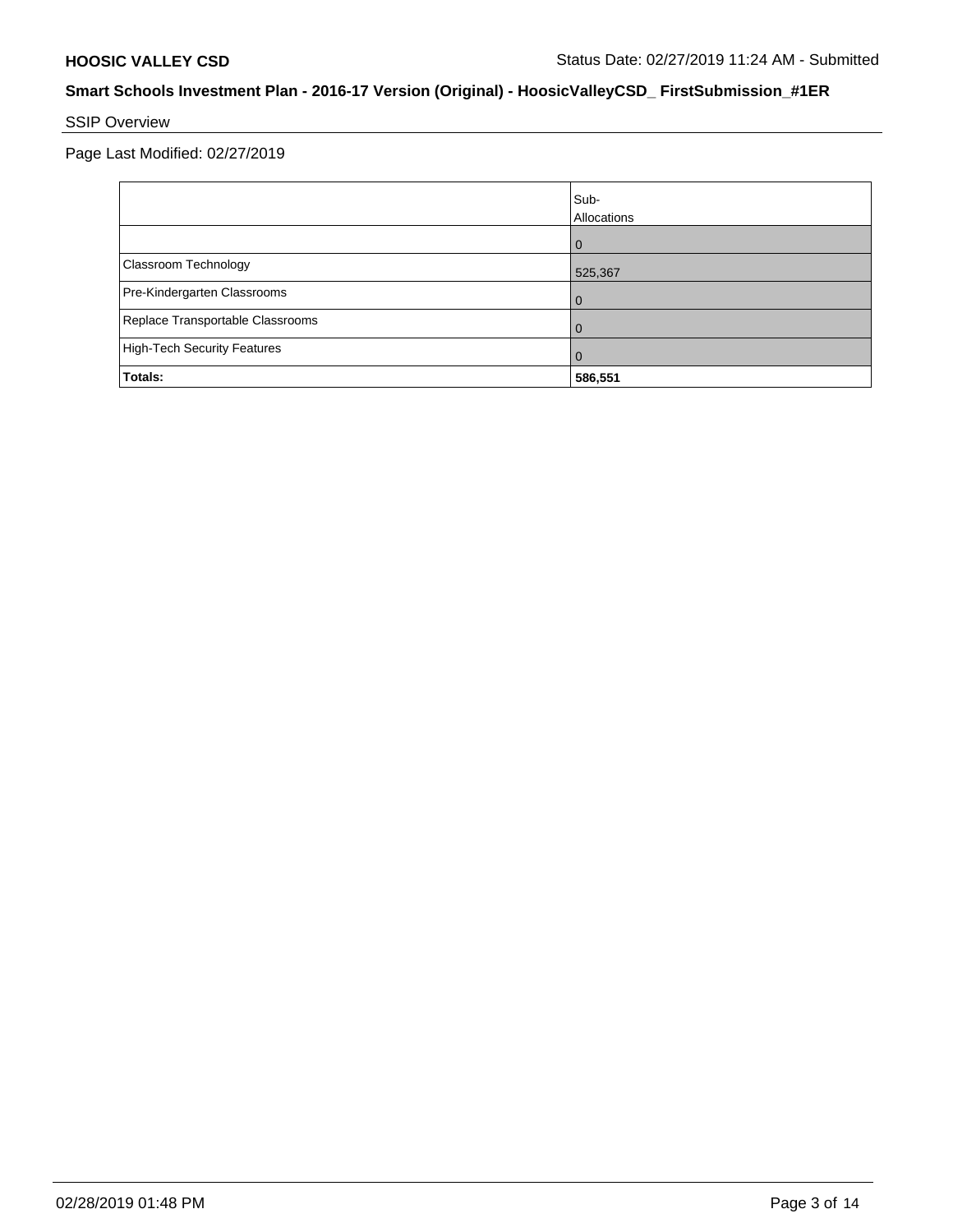## SSIP Overview

Page Last Modified: 02/27/2019

| | Sub-Allocations |
|---|---|
| | 0 |
| Classroom Technology | 525,367 |
| Pre-Kindergarten Classrooms | 0 |
| Replace Transportable Classrooms | 0 |
| High-Tech Security Features | 0 |
| **Totals:** | **586,551** |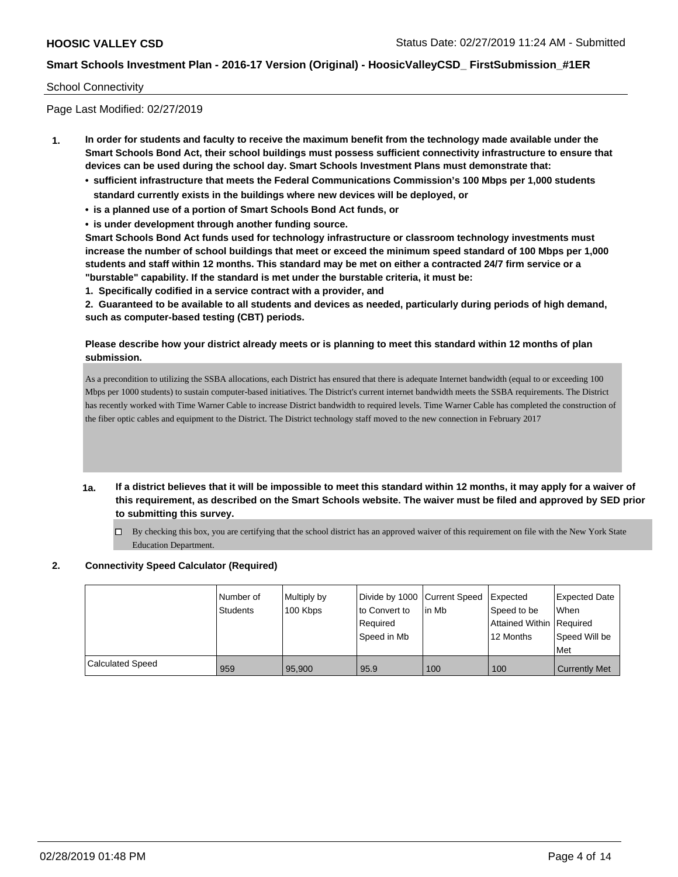School Connectivity

Page Last Modified: 02/27/2019

1. **In order for students and faculty to receive the maximum benefit from the technology made available under the Smart Schools Bond Act, their school buildings must possess sufficient connectivity infrastructure to ensure that devices can be used during the school day. Smart Schools Investment Plans must demonstrate that:**
   - **sufficient infrastructure that meets the Federal Communications Commission's 100 Mbps per 1,000 students standard currently exists in the buildings where new devices will be deployed, or**
   - **is a planned use of a portion of Smart Schools Bond Act funds, or**
   - **is under development through another funding source.**

   **Smart Schools Bond Act funds used for technology infrastructure or classroom technology investments must increase the number of school buildings that meet or exceed the minimum speed standard of 100 Mbps per 1,000 students and staff within 12 months. This standard may be met on either a contracted 24/7 firm service or a "burstable" capability. If the standard is met under the burstable criteria, it must be:**

   **1. Specifically codified in a service contract with a provider, and**

   **2. Guaranteed to be available to all students and devices as needed, particularly during periods of high demand, such as computer-based testing (CBT) periods.**

   **Please describe how your district already meets or is planning to meet this standard within 12 months of plan submission.**

   As a precondition to utilizing the SSBA allocations, each District has ensured that there is adequate Internet bandwidth (equal to or exceeding 100 Mbps per 1000 students) to sustain computer-based initiatives. The District's current internet bandwidth meets the SSBA requirements. The District has recently worked with Time Warner Cable to increase District bandwidth to required levels. Time Warner Cable has completed the construction of the fiber optic cables and equipment to the District. The District technology staff moved to the new connection in February 2017

**1a. If a district believes that it will be impossible to meet this standard within 12 months, it may apply for a waiver of this requirement, as described on the Smart Schools website. The waiver must be filed and approved by SED prior to submitting this survey.**

☐ By checking this box, you are certifying that the school district has an approved waiver of this requirement on file with the New York State Education Department.

2. **Connectivity Speed Calculator (Required)**

| | Number of Students | Multiply by 100 Kbps | Divide by 1000 to Convert to Required Speed in Mb | Current Speed in Mb | Expected Speed to be Attained Within 12 Months | Expected Date When Required Speed Will be Met |
|---|---|---|---|---|---|---|
| Calculated Speed | 959 | 95,900 | 95.9 | 100 | 100 | Currently Met |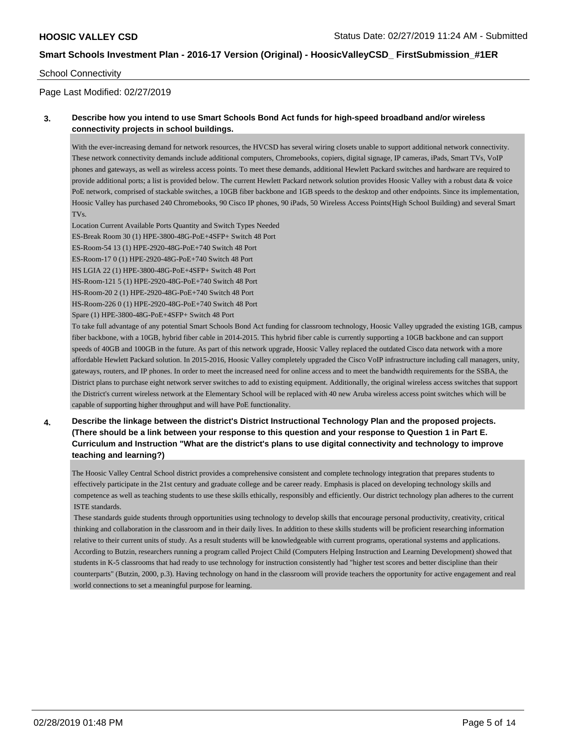School Connectivity

Page Last Modified: 02/27/2019

**3. Describe how you intend to use Smart Schools Bond Act funds for high-speed broadband and/or wireless connectivity projects in school buildings.**

With the ever-increasing demand for network resources, the HVCSD has several wiring closets unable to support additional network connectivity. These network connectivity demands include additional computers, Chromebooks, copiers, digital signage, IP cameras, iPads, Smart TVs, VoIP phones and gateways, as well as wireless access points. To meet these demands, additional Hewlett Packard switches and hardware are required to provide additional ports; a list is provided below. The current Hewlett Packard network solution provides Hoosic Valley with a robust data & voice PoE network, comprised of stackable switches, a 10GB fiber backbone and 1GB speeds to the desktop and other endpoints. Since its implementation, Hoosic Valley has purchased 240 Chromebooks, 90 Cisco IP phones, 90 iPads, 50 Wireless Access Points(High School Building) and several Smart TVs.

Location Current Available Ports Quantity and Switch Types Needed
ES-Break Room 30 (1) HPE-3800-48G-PoE+4SFP+ Switch 48 Port
ES-Room-54 13 (1) HPE-2920-48G-PoE+740 Switch 48 Port
ES-Room-17 0 (1) HPE-2920-48G-PoE+740 Switch 48 Port
HS LGIA 22 (1) HPE-3800-48G-PoE+4SFP+ Switch 48 Port
HS-Room-121 5 (1) HPE-2920-48G-PoE+740 Switch 48 Port
HS-Room-20 2 (1) HPE-2920-48G-PoE+740 Switch 48 Port
HS-Room-226 0 (1) HPE-2920-48G-PoE+740 Switch 48 Port
Spare (1) HPE-3800-48G-PoE+4SFP+ Switch 48 Port

To take full advantage of any potential Smart Schools Bond Act funding for classroom technology, Hoosic Valley upgraded the existing 1GB, campus fiber backbone, with a 10GB, hybrid fiber cable in 2014-2015. This hybrid fiber cable is currently supporting a 10GB backbone and can support speeds of 40GB and 100GB in the future. As part of this network upgrade, Hoosic Valley replaced the outdated Cisco data network with a more affordable Hewlett Packard solution. In 2015-2016, Hoosic Valley completely upgraded the Cisco VoIP infrastructure including call managers, unity, gateways, routers, and IP phones. In order to meet the increased need for online access and to meet the bandwidth requirements for the SSBA, the District plans to purchase eight network server switches to add to existing equipment. Additionally, the original wireless access switches that support the District's current wireless network at the Elementary School will be replaced with 40 new Aruba wireless access point switches which will be capable of supporting higher throughput and will have PoE functionality.

**4. Describe the linkage between the district's District Instructional Technology Plan and the proposed projects. (There should be a link between your response to this question and your response to Question 1 in Part E. Curriculum and Instruction "What are the district's plans to use digital connectivity and technology to improve teaching and learning?)**

The Hoosic Valley Central School district provides a comprehensive consistent and complete technology integration that prepares students to effectively participate in the 21st century and graduate college and be career ready. Emphasis is placed on developing technology skills and competence as well as teaching students to use these skills ethically, responsibly and efficiently. Our district technology plan adheres to the current ISTE standards.

These standards guide students through opportunities using technology to develop skills that encourage personal productivity, creativity, critical thinking and collaboration in the classroom and in their daily lives. In addition to these skills students will be proficient researching information relative to their current units of study. As a result students will be knowledgeable with current programs, operational systems and applications. According to Butzin, researchers running a program called Project Child (Computers Helping Instruction and Learning Development) showed that students in K-5 classrooms that had ready to use technology for instruction consistently had "higher test scores and better discipline than their counterparts" (Butzin, 2000, p.3). Having technology on hand in the classroom will provide teachers the opportunity for active engagement and real world connections to set a meaningful purpose for learning.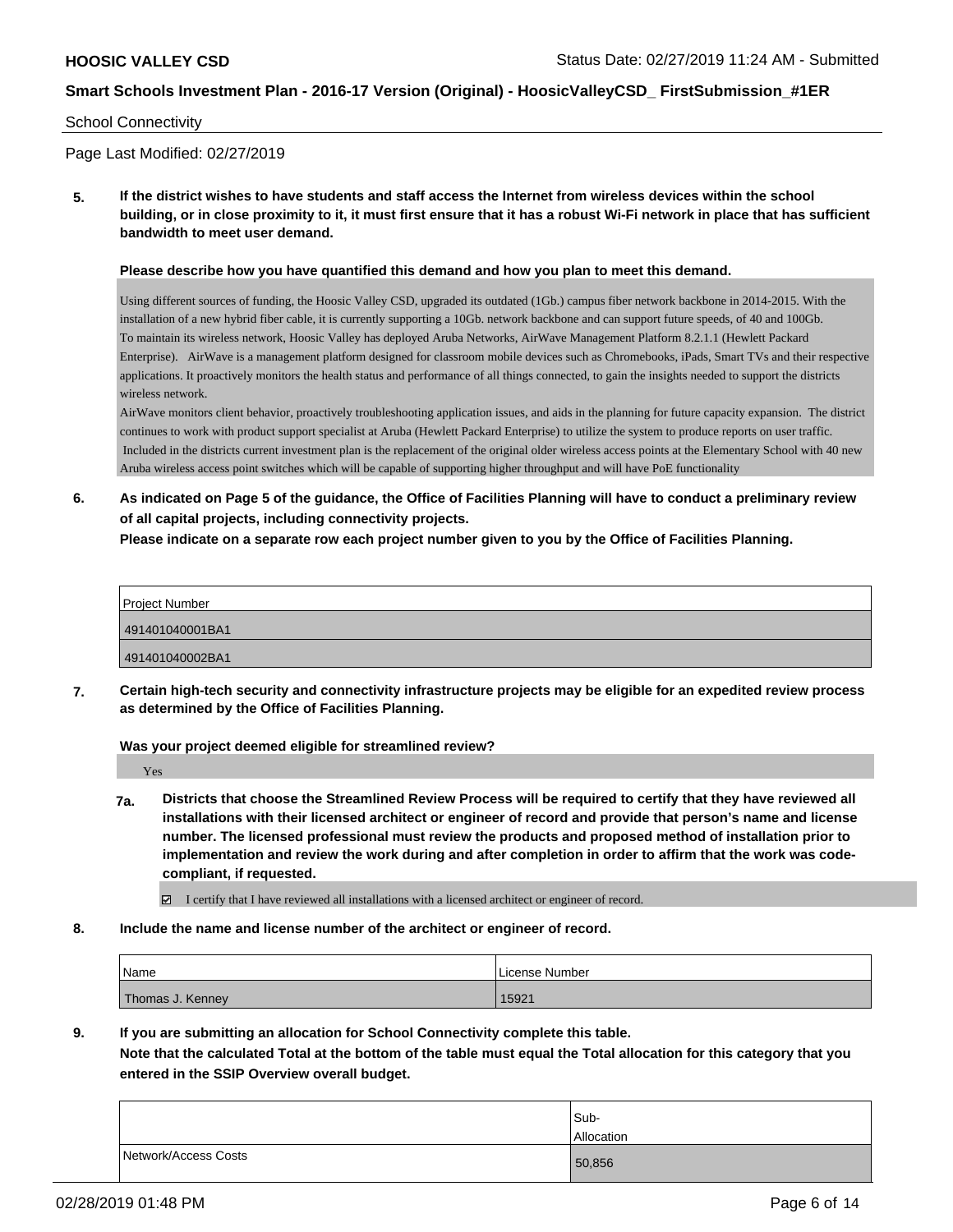School Connectivity

Page Last Modified: 02/27/2019

**5. If the district wishes to have students and staff access the Internet from wireless devices within the school building, or in close proximity to it, it must first ensure that it has a robust Wi-Fi network in place that has sufficient bandwidth to meet user demand.**

**Please describe how you have quantified this demand and how you plan to meet this demand.**

Using different sources of funding, the Hoosic Valley CSD, upgraded its outdated (1Gb.) campus fiber network backbone in 2014-2015. With the installation of a new hybrid fiber cable, it is currently supporting a 10Gb. network backbone and can support future speeds, of 40 and 100Gb.
To maintain its wireless network, Hoosic Valley has deployed Aruba Networks, AirWave Management Platform 8.2.1.1 (Hewlett Packard Enterprise). AirWave is a management platform designed for classroom mobile devices such as Chromebooks, iPads, Smart TVs and their respective applications. It proactively monitors the health status and performance of all things connected, to gain the insights needed to support the districts wireless network.
AirWave monitors client behavior, proactively troubleshooting application issues, and aids in the planning for future capacity expansion. The district continues to work with product support specialist at Aruba (Hewlett Packard Enterprise) to utilize the system to produce reports on user traffic.
Included in the districts current investment plan is the replacement of the original older wireless access points at the Elementary School with 40 new Aruba wireless access point switches which will be capable of supporting higher throughput and will have PoE functionality

**6. As indicated on Page 5 of the guidance, the Office of Facilities Planning will have to conduct a preliminary review of all capital projects, including connectivity projects.**
**Please indicate on a separate row each project number given to you by the Office of Facilities Planning.**

| Project Number |
|---|
| 491401040001BA1 |
| 491401040002BA1 |

**7. Certain high-tech security and connectivity infrastructure projects may be eligible for an expedited review process as determined by the Office of Facilities Planning.**

**Was your project deemed eligible for streamlined review?**

Yes

**7a. Districts that choose the Streamlined Review Process will be required to certify that they have reviewed all installations with their licensed architect or engineer of record and provide that person's name and license number. The licensed professional must review the products and proposed method of installation prior to implementation and review the work during and after completion in order to affirm that the work was code-compliant, if requested.**

☑ I certify that I have reviewed all installations with a licensed architect or engineer of record.

**8. Include the name and license number of the architect or engineer of record.**

| Name | License Number |
|---|---|
| Thomas J. Kenney | 15921 |

**9. If you are submitting an allocation for School Connectivity complete this table.**
**Note that the calculated Total at the bottom of the table must equal the Total allocation for this category that you entered in the SSIP Overview overall budget.**

| | Sub-Allocation |
|---|---|
| Network/Access Costs | 50,856 |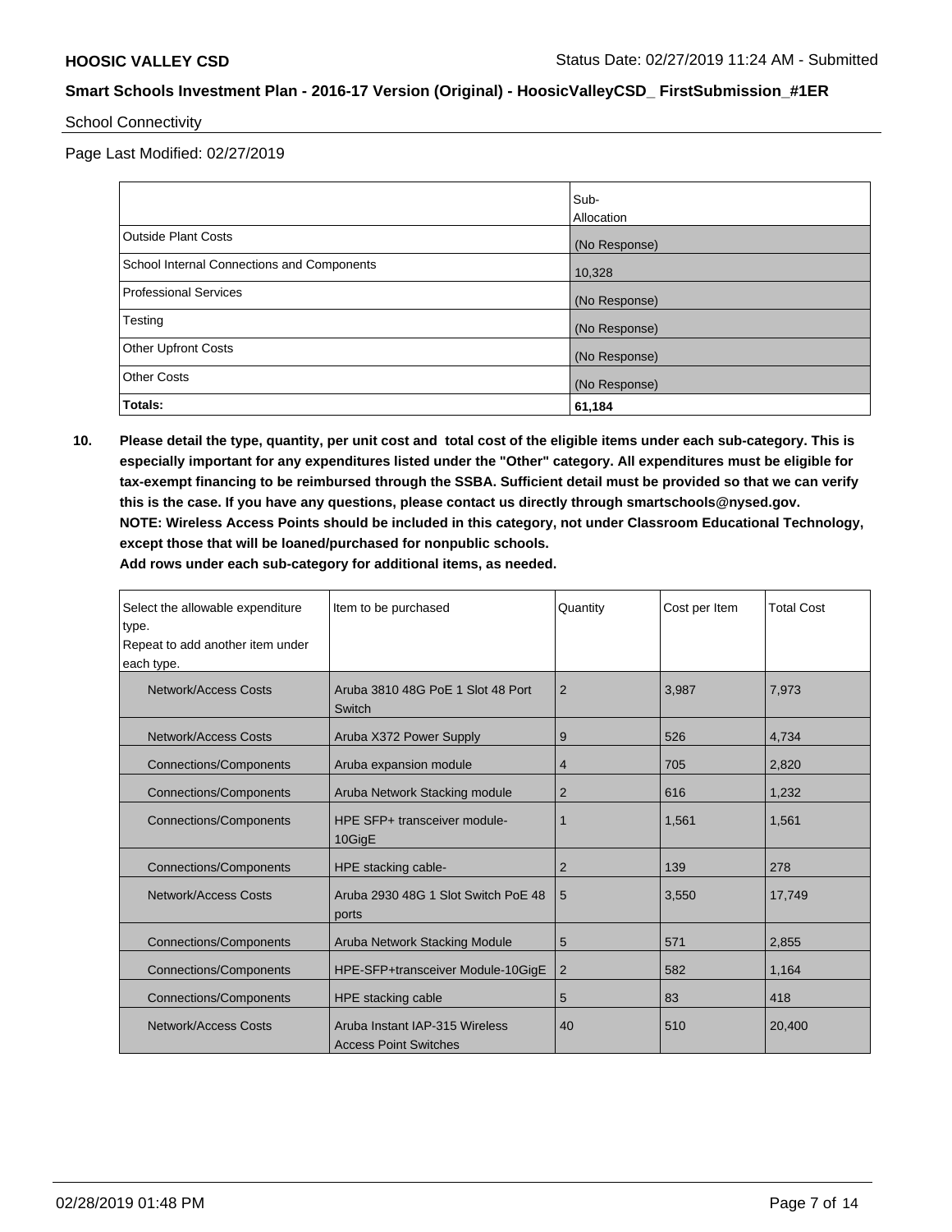School Connectivity

Page Last Modified: 02/27/2019

| | Sub-Allocation |
|---|---|
| Outside Plant Costs | (No Response) |
| School Internal Connections and Components | 10,328 |
| Professional Services | (No Response) |
| Testing | (No Response) |
| Other Upfront Costs | (No Response) |
| Other Costs | (No Response) |
| **Totals:** | **61,184** |

**10. Please detail the type, quantity, per unit cost and total cost of the eligible items under each sub-category. This is especially important for any expenditures listed under the "Other" category. All expenditures must be eligible for tax-exempt financing to be reimbursed through the SSBA. Sufficient detail must be provided so that we can verify this is the case. If you have any questions, please contact us directly through smartschools@nysed.gov. NOTE: Wireless Access Points should be included in this category, not under Classroom Educational Technology, except those that will be loaned/purchased for nonpublic schools. Add rows under each sub-category for additional items, as needed.**

| Select the allowable expenditure type. Repeat to add another item under each type. | Item to be purchased | Quantity | Cost per Item | Total Cost |
|---|---|---|---|---|
| Network/Access Costs | Aruba 3810 48G PoE 1 Slot 48 Port Switch | 2 | 3,987 | 7,973 |
| Network/Access Costs | Aruba X372 Power Supply | 9 | 526 | 4,734 |
| Connections/Components | Aruba expansion module | 4 | 705 | 2,820 |
| Connections/Components | Aruba Network Stacking module | 2 | 616 | 1,232 |
| Connections/Components | HPE SFP+ transceiver module-10GigE | 1 | 1,561 | 1,561 |
| Connections/Components | HPE stacking cable- | 2 | 139 | 278 |
| Network/Access Costs | Aruba 2930 48G 1 Slot Switch PoE 48 ports | 5 | 3,550 | 17,749 |
| Connections/Components | Aruba Network Stacking Module | 5 | 571 | 2,855 |
| Connections/Components | HPE-SFP+transceiver Module-10GigE | 2 | 582 | 1,164 |
| Connections/Components | HPE stacking cable | 5 | 83 | 418 |
| Network/Access Costs | Aruba Instant IAP-315 Wireless Access Point Switches | 40 | 510 | 20,400 |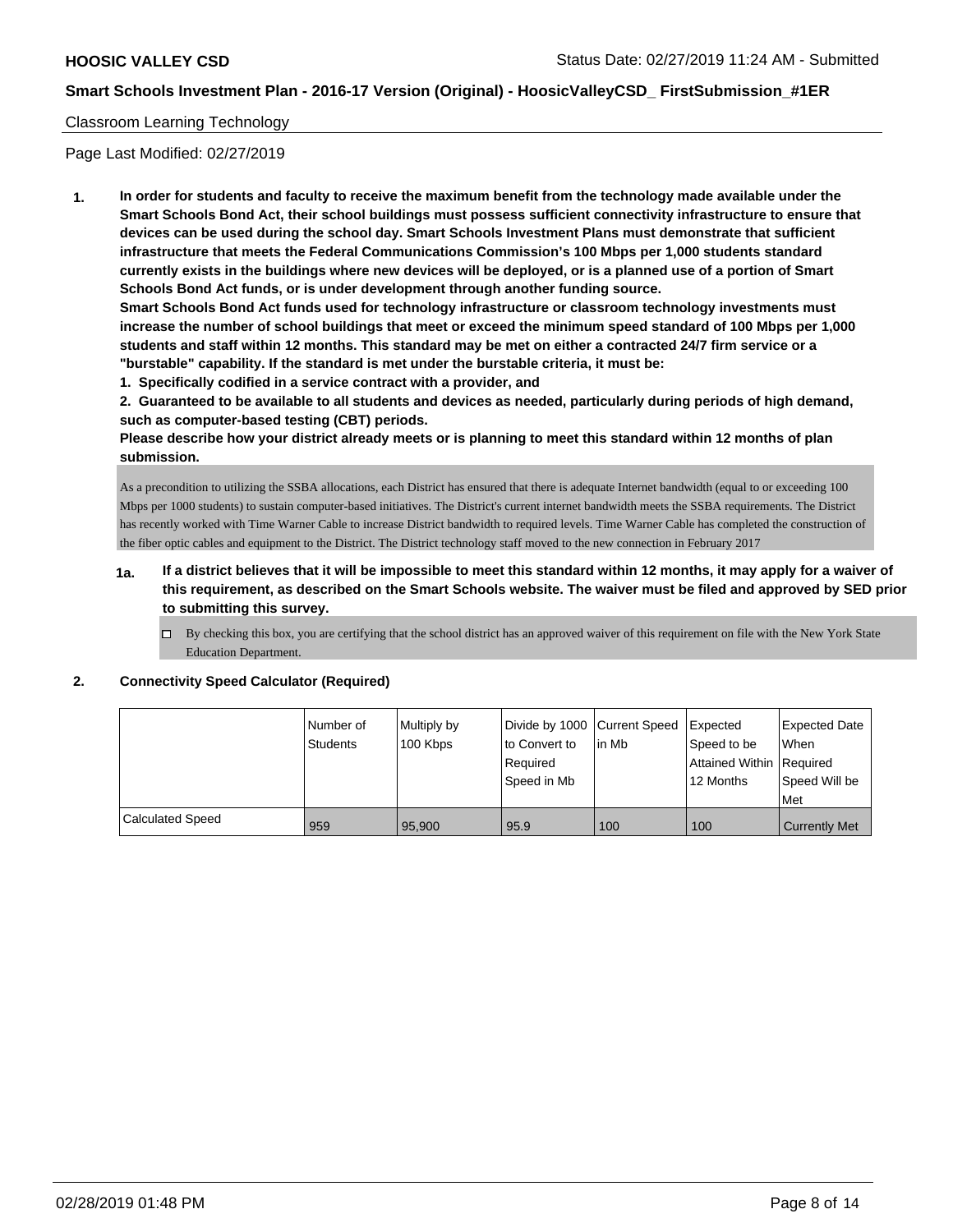Classroom Learning Technology

Page Last Modified: 02/27/2019

**1. In order for students and faculty to receive the maximum benefit from the technology made available under the Smart Schools Bond Act, their school buildings must possess sufficient connectivity infrastructure to ensure that devices can be used during the school day. Smart Schools Investment Plans must demonstrate that sufficient infrastructure that meets the Federal Communications Commission's 100 Mbps per 1,000 students standard currently exists in the buildings where new devices will be deployed, or is a planned use of a portion of Smart Schools Bond Act funds, or is under development through another funding source.**

**Smart Schools Bond Act funds used for technology infrastructure or classroom technology investments must increase the number of school buildings that meet or exceed the minimum speed standard of 100 Mbps per 1,000 students and staff within 12 months. This standard may be met on either a contracted 24/7 firm service or a "burstable" capability. If the standard is met under the burstable criteria, it must be:**

**1. Specifically codified in a service contract with a provider, and**

**2. Guaranteed to be available to all students and devices as needed, particularly during periods of high demand, such as computer-based testing (CBT) periods.**

**Please describe how your district already meets or is planning to meet this standard within 12 months of plan submission.**

As a precondition to utilizing the SSBA allocations, each District has ensured that there is adequate Internet bandwidth (equal to or exceeding 100 Mbps per 1000 students) to sustain computer-based initiatives. The District's current internet bandwidth meets the SSBA requirements. The District has recently worked with Time Warner Cable to increase District bandwidth to required levels. Time Warner Cable has completed the construction of the fiber optic cables and equipment to the District. The District technology staff moved to the new connection in February 2017

**1a. If a district believes that it will be impossible to meet this standard within 12 months, it may apply for a waiver of this requirement, as described on the Smart Schools website. The waiver must be filed and approved by SED prior to submitting this survey.**

☐ By checking this box, you are certifying that the school district has an approved waiver of this requirement on file with the New York State Education Department.

**2. Connectivity Speed Calculator (Required)**

| | Number of Students | Multiply by 100 Kbps | Divide by 1000 to Convert to Required Speed in Mb | Current Speed in Mb | Expected Speed to be Attained Within 12 Months | Expected Date When Required Speed Will be Met |
|---|---|---|---|---|---|---|
| Calculated Speed | 959 | 95,900 | 95.9 | 100 | 100 | Currently Met |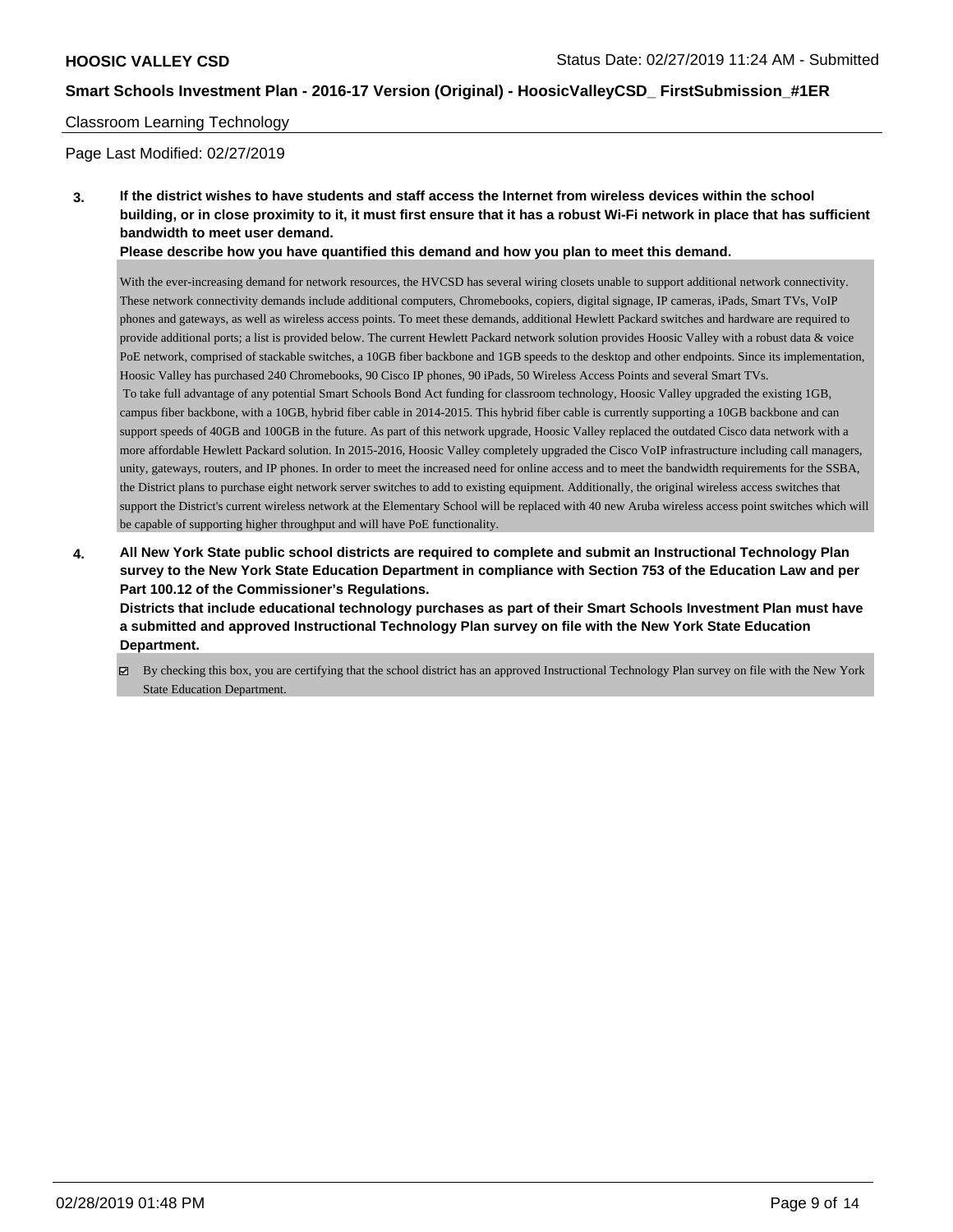Classroom Learning Technology

Page Last Modified: 02/27/2019

**3. If the district wishes to have students and staff access the Internet from wireless devices within the school building, or in close proximity to it, it must first ensure that it has a robust Wi-Fi network in place that has sufficient bandwidth to meet user demand.**

**Please describe how you have quantified this demand and how you plan to meet this demand.**

With the ever-increasing demand for network resources, the HVCSD has several wiring closets unable to support additional network connectivity. These network connectivity demands include additional computers, Chromebooks, copiers, digital signage, IP cameras, iPads, Smart TVs, VoIP phones and gateways, as well as wireless access points. To meet these demands, additional Hewlett Packard switches and hardware are required to provide additional ports; a list is provided below. The current Hewlett Packard network solution provides Hoosic Valley with a robust data & voice PoE network, comprised of stackable switches, a 10GB fiber backbone and 1GB speeds to the desktop and other endpoints. Since its implementation, Hoosic Valley has purchased 240 Chromebooks, 90 Cisco IP phones, 90 iPads, 50 Wireless Access Points and several Smart TVs.

To take full advantage of any potential Smart Schools Bond Act funding for classroom technology, Hoosic Valley upgraded the existing 1GB, campus fiber backbone, with a 10GB, hybrid fiber cable in 2014-2015. This hybrid fiber cable is currently supporting a 10GB backbone and can support speeds of 40GB and 100GB in the future. As part of this network upgrade, Hoosic Valley replaced the outdated Cisco data network with a more affordable Hewlett Packard solution. In 2015-2016, Hoosic Valley completely upgraded the Cisco VoIP infrastructure including call managers, unity, gateways, routers, and IP phones. In order to meet the increased need for online access and to meet the bandwidth requirements for the SSBA, the District plans to purchase eight network server switches to add to existing equipment. Additionally, the original wireless access switches that support the District's current wireless network at the Elementary School will be replaced with 40 new Aruba wireless access point switches which will be capable of supporting higher throughput and will have PoE functionality.

**4. All New York State public school districts are required to complete and submit an Instructional Technology Plan survey to the New York State Education Department in compliance with Section 753 of the Education Law and per Part 100.12 of the Commissioner's Regulations.**

**Districts that include educational technology purchases as part of their Smart Schools Investment Plan must have a submitted and approved Instructional Technology Plan survey on file with the New York State Education Department.**

☑ By checking this box, you are certifying that the school district has an approved Instructional Technology Plan survey on file with the New York State Education Department.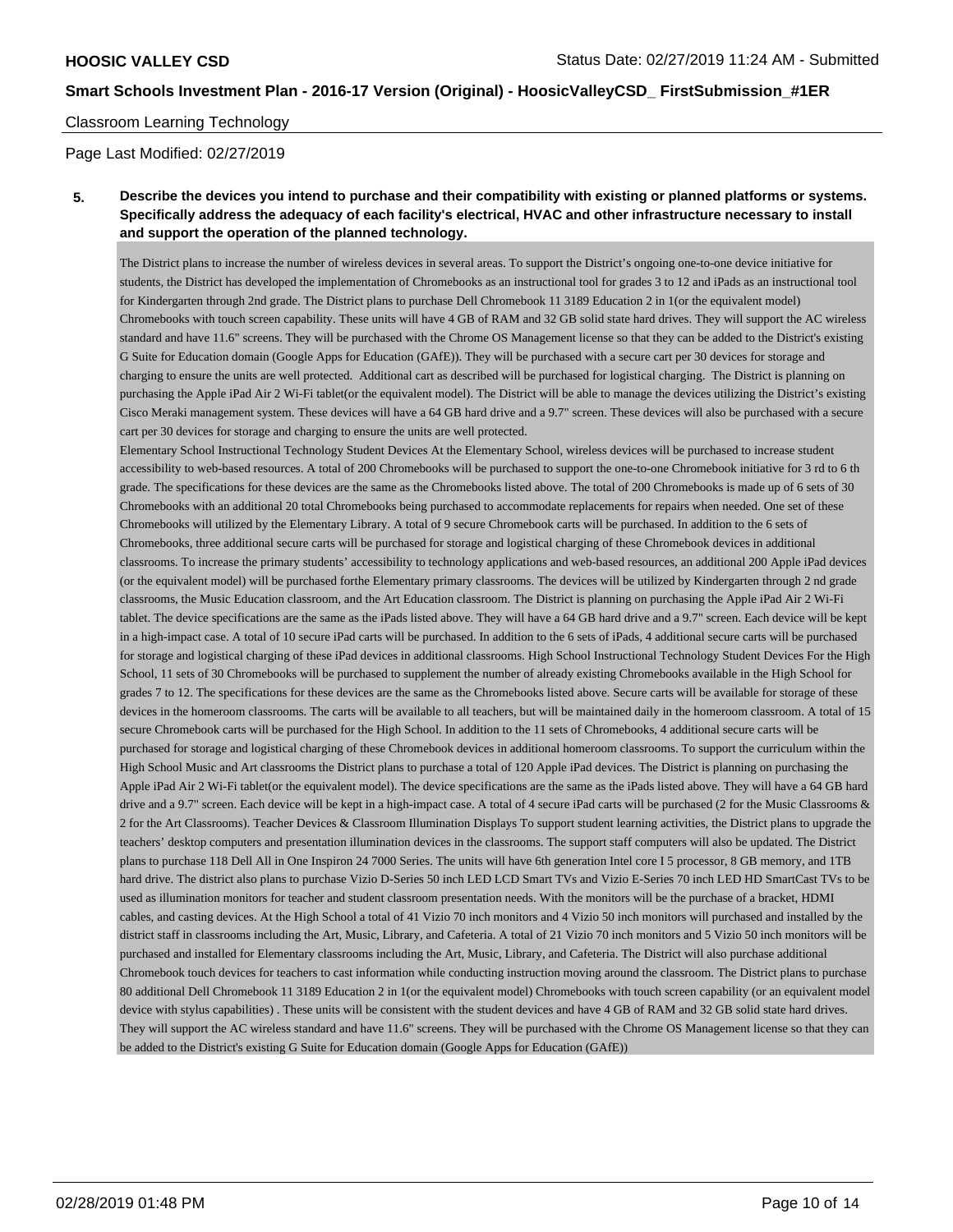Classroom Learning Technology

Page Last Modified: 02/27/2019

**5. Describe the devices you intend to purchase and their compatibility with existing or planned platforms or systems. Specifically address the adequacy of each facility's electrical, HVAC and other infrastructure necessary to install and support the operation of the planned technology.**

The District plans to increase the number of wireless devices in several areas. To support the District's ongoing one-to-one device initiative for students, the District has developed the implementation of Chromebooks as an instructional tool for grades 3 to 12 and iPads as an instructional tool for Kindergarten through 2nd grade. The District plans to purchase Dell Chromebook 11 3189 Education 2 in 1(or the equivalent model) Chromebooks with touch screen capability. These units will have 4 GB of RAM and 32 GB solid state hard drives. They will support the AC wireless standard and have 11.6" screens. They will be purchased with the Chrome OS Management license so that they can be added to the District's existing G Suite for Education domain (Google Apps for Education (GAfE)). They will be purchased with a secure cart per 30 devices for storage and charging to ensure the units are well protected. Additional cart as described will be purchased for logistical charging. The District is planning on purchasing the Apple iPad Air 2 Wi-Fi tablet(or the equivalent model). The District will be able to manage the devices utilizing the District's existing Cisco Meraki management system. These devices will have a 64 GB hard drive and a 9.7" screen. These devices will also be purchased with a secure cart per 30 devices for storage and charging to ensure the units are well protected.
Elementary School Instructional Technology Student Devices At the Elementary School, wireless devices will be purchased to increase student accessibility to web-based resources. A total of 200 Chromebooks will be purchased to support the one-to-one Chromebook initiative for 3 rd to 6 th grade. The specifications for these devices are the same as the Chromebooks listed above. The total of 200 Chromebooks is made up of 6 sets of 30 Chromebooks with an additional 20 total Chromebooks being purchased to accommodate replacements for repairs when needed. One set of these Chromebooks will utilized by the Elementary Library. A total of 9 secure Chromebook carts will be purchased. In addition to the 6 sets of Chromebooks, three additional secure carts will be purchased for storage and logistical charging of these Chromebook devices in additional classrooms. To increase the primary students' accessibility to technology applications and web-based resources, an additional 200 Apple iPad devices (or the equivalent model) will be purchased forthe Elementary primary classrooms. The devices will be utilized by Kindergarten through 2 nd grade classrooms, the Music Education classroom, and the Art Education classroom. The District is planning on purchasing the Apple iPad Air 2 Wi-Fi tablet. The device specifications are the same as the iPads listed above. They will have a 64 GB hard drive and a 9.7" screen. Each device will be kept in a high-impact case. A total of 10 secure iPad carts will be purchased. In addition to the 6 sets of iPads, 4 additional secure carts will be purchased for storage and logistical charging of these iPad devices in additional classrooms. High School Instructional Technology Student Devices For the High School, 11 sets of 30 Chromebooks will be purchased to supplement the number of already existing Chromebooks available in the High School for grades 7 to 12. The specifications for these devices are the same as the Chromebooks listed above. Secure carts will be available for storage of these devices in the homeroom classrooms. The carts will be available to all teachers, but will be maintained daily in the homeroom classroom. A total of 15 secure Chromebook carts will be purchased for the High School. In addition to the 11 sets of Chromebooks, 4 additional secure carts will be purchased for storage and logistical charging of these Chromebook devices in additional homeroom classrooms. To support the curriculum within the High School Music and Art classrooms the District plans to purchase a total of 120 Apple iPad devices. The District is planning on purchasing the Apple iPad Air 2 Wi-Fi tablet(or the equivalent model). The device specifications are the same as the iPads listed above. They will have a 64 GB hard drive and a 9.7" screen. Each device will be kept in a high-impact case. A total of 4 secure iPad carts will be purchased (2 for the Music Classrooms & 2 for the Art Classrooms). Teacher Devices & Classroom Illumination Displays To support student learning activities, the District plans to upgrade the teachers' desktop computers and presentation illumination devices in the classrooms. The support staff computers will also be updated. The District plans to purchase 118 Dell All in One Inspiron 24 7000 Series. The units will have 6th generation Intel core I 5 processor, 8 GB memory, and 1TB hard drive. The district also plans to purchase Vizio D-Series 50 inch LED LCD Smart TVs and Vizio E-Series 70 inch LED HD SmartCast TVs to be used as illumination monitors for teacher and student classroom presentation needs. With the monitors will be the purchase of a bracket, HDMI cables, and casting devices. At the High School a total of 41 Vizio 70 inch monitors and 4 Vizio 50 inch monitors will purchased and installed by the district staff in classrooms including the Art, Music, Library, and Cafeteria. A total of 21 Vizio 70 inch monitors and 5 Vizio 50 inch monitors will be purchased and installed for Elementary classrooms including the Art, Music, Library, and Cafeteria. The District will also purchase additional Chromebook touch devices for teachers to cast information while conducting instruction moving around the classroom. The District plans to purchase 80 additional Dell Chromebook 11 3189 Education 2 in 1(or the equivalent model) Chromebooks with touch screen capability (or an equivalent model device with stylus capabilities) . These units will be consistent with the student devices and have 4 GB of RAM and 32 GB solid state hard drives. They will support the AC wireless standard and have 11.6" screens. They will be purchased with the Chrome OS Management license so that they can be added to the District's existing G Suite for Education domain (Google Apps for Education (GAfE))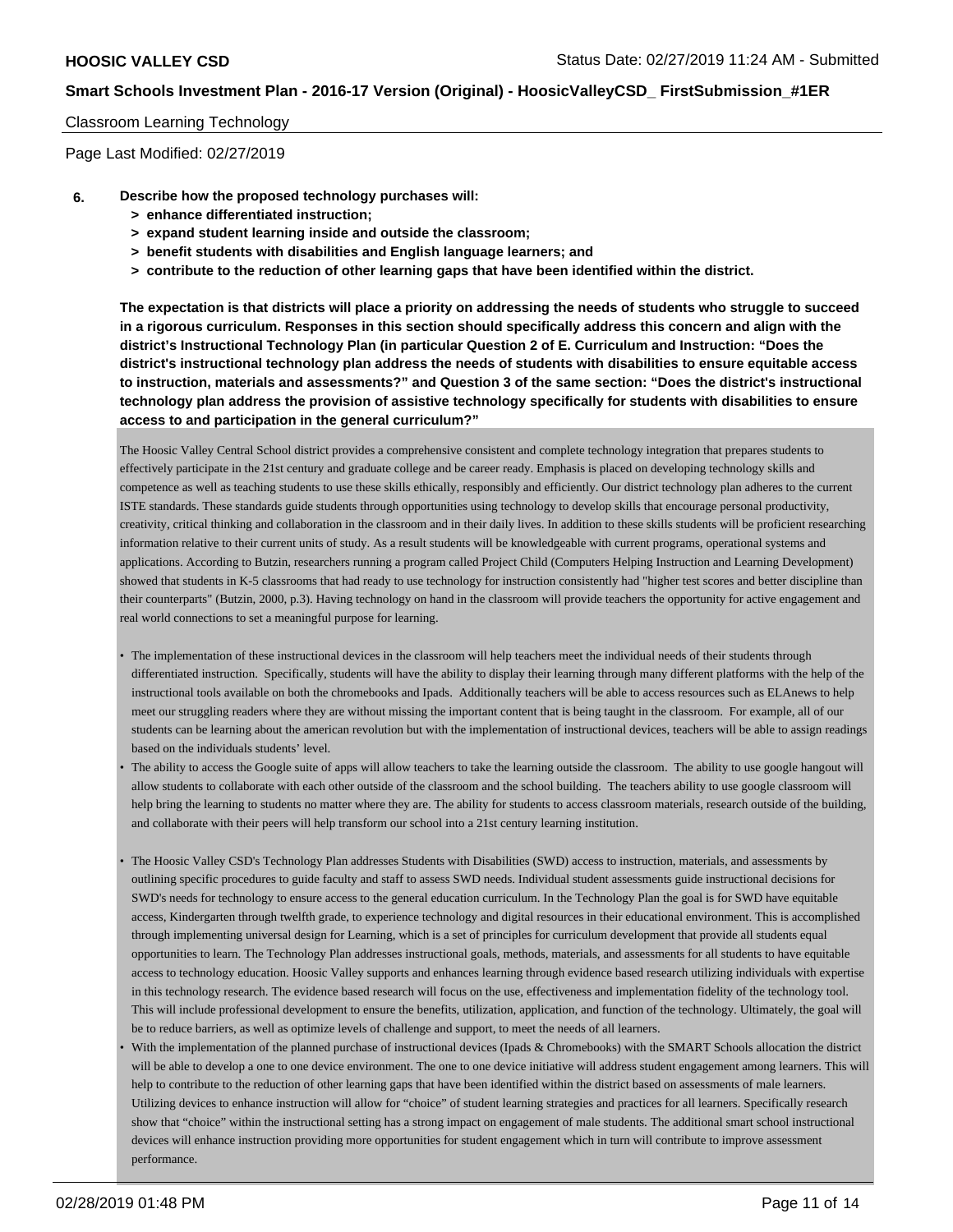Classroom Learning Technology

Page Last Modified: 02/27/2019

**6. Describe how the proposed technology purchases will:**

- **> enhance differentiated instruction;**
- **> expand student learning inside and outside the classroom;**
- **> benefit students with disabilities and English language learners; and**
- **> contribute to the reduction of other learning gaps that have been identified within the district.**

**The expectation is that districts will place a priority on addressing the needs of students who struggle to succeed in a rigorous curriculum. Responses in this section should specifically address this concern and align with the district's Instructional Technology Plan (in particular Question 2 of E. Curriculum and Instruction: "Does the district's instructional technology plan address the needs of students with disabilities to ensure equitable access to instruction, materials and assessments?" and Question 3 of the same section: "Does the district's instructional technology plan address the provision of assistive technology specifically for students with disabilities to ensure access to and participation in the general curriculum?"**

The Hoosic Valley Central School district provides a comprehensive consistent and complete technology integration that prepares students to effectively participate in the 21st century and graduate college and be career ready. Emphasis is placed on developing technology skills and competence as well as teaching students to use these skills ethically, responsibly and efficiently. Our district technology plan adheres to the current ISTE standards. These standards guide students through opportunities using technology to develop skills that encourage personal productivity, creativity, critical thinking and collaboration in the classroom and in their daily lives. In addition to these skills students will be proficient researching information relative to their current units of study. As a result students will be knowledgeable with current programs, operational systems and applications. According to Butzin, researchers running a program called Project Child (Computers Helping Instruction and Learning Development) showed that students in K-5 classrooms that had ready to use technology for instruction consistently had "higher test scores and better discipline than their counterparts" (Butzin, 2000, p.3). Having technology on hand in the classroom will provide teachers the opportunity for active engagement and real world connections to set a meaningful purpose for learning.

- The implementation of these instructional devices in the classroom will help teachers meet the individual needs of their students through differentiated instruction. Specifically, students will have the ability to display their learning through many different platforms with the help of the instructional tools available on both the chromebooks and Ipads. Additionally teachers will be able to access resources such as ELAnews to help meet our struggling readers where they are without missing the important content that is being taught in the classroom. For example, all of our students can be learning about the american revolution but with the implementation of instructional devices, teachers will be able to assign readings based on the individuals students' level.
- The ability to access the Google suite of apps will allow teachers to take the learning outside the classroom. The ability to use google hangout will allow students to collaborate with each other outside of the classroom and the school building. The teachers ability to use google classroom will help bring the learning to students no matter where they are. The ability for students to access classroom materials, research outside of the building, and collaborate with their peers will help transform our school into a 21st century learning institution.
- The Hoosic Valley CSD's Technology Plan addresses Students with Disabilities (SWD) access to instruction, materials, and assessments by outlining specific procedures to guide faculty and staff to assess SWD needs. Individual student assessments guide instructional decisions for SWD's needs for technology to ensure access to the general education curriculum. In the Technology Plan the goal is for SWD have equitable access, Kindergarten through twelfth grade, to experience technology and digital resources in their educational environment. This is accomplished through implementing universal design for Learning, which is a set of principles for curriculum development that provide all students equal opportunities to learn. The Technology Plan addresses instructional goals, methods, materials, and assessments for all students to have equitable access to technology education. Hoosic Valley supports and enhances learning through evidence based research utilizing individuals with expertise in this technology research. The evidence based research will focus on the use, effectiveness and implementation fidelity of the technology tool. This will include professional development to ensure the benefits, utilization, application, and function of the technology. Ultimately, the goal will be to reduce barriers, as well as optimize levels of challenge and support, to meet the needs of all learners.
- With the implementation of the planned purchase of instructional devices (Ipads & Chromebooks) with the SMART Schools allocation the district will be able to develop a one to one device environment. The one to one device initiative will address student engagement among learners. This will help to contribute to the reduction of other learning gaps that have been identified within the district based on assessments of male learners. Utilizing devices to enhance instruction will allow for "choice" of student learning strategies and practices for all learners. Specifically research show that "choice" within the instructional setting has a strong impact on engagement of male students. The additional smart school instructional devices will enhance instruction providing more opportunities for student engagement which in turn will contribute to improve assessment performance.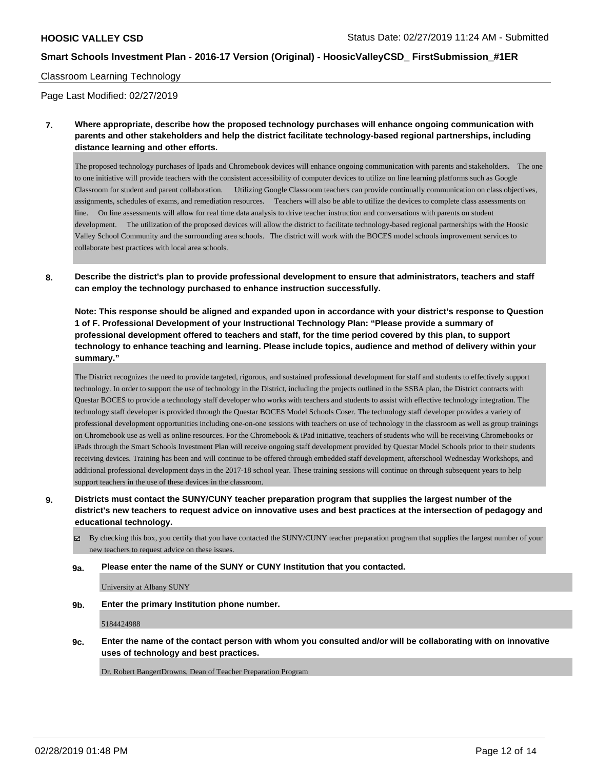Classroom Learning Technology

Page Last Modified: 02/27/2019

**7. Where appropriate, describe how the proposed technology purchases will enhance ongoing communication with parents and other stakeholders and help the district facilitate technology-based regional partnerships, including distance learning and other efforts.**

The proposed technology purchases of Ipads and Chromebook devices will enhance ongoing communication with parents and stakeholders. The one to one initiative will provide teachers with the consistent accessibility of computer devices to utilize on line learning platforms such as Google Classroom for student and parent collaboration. Utilizing Google Classroom teachers can provide continually communication on class objectives, assignments, schedules of exams, and remediation resources. Teachers will also be able to utilize the devices to complete class assessments on line. On line assessments will allow for real time data analysis to drive teacher instruction and conversations with parents on student development. The utilization of the proposed devices will allow the district to facilitate technology-based regional partnerships with the Hoosic Valley School Community and the surrounding area schools. The district will work with the BOCES model schools improvement services to collaborate best practices with local area schools.

**8. Describe the district's plan to provide professional development to ensure that administrators, teachers and staff can employ the technology purchased to enhance instruction successfully.**

**Note: This response should be aligned and expanded upon in accordance with your district's response to Question 1 of F. Professional Development of your Instructional Technology Plan: "Please provide a summary of professional development offered to teachers and staff, for the time period covered by this plan, to support technology to enhance teaching and learning. Please include topics, audience and method of delivery within your summary."**

The District recognizes the need to provide targeted, rigorous, and sustained professional development for staff and students to effectively support technology. In order to support the use of technology in the District, including the projects outlined in the SSBA plan, the District contracts with Questar BOCES to provide a technology staff developer who works with teachers and students to assist with effective technology integration. The technology staff developer is provided through the Questar BOCES Model Schools Coser. The technology staff developer provides a variety of professional development opportunities including one-on-one sessions with teachers on use of technology in the classroom as well as group trainings on Chromebook use as well as online resources. For the Chromebook & iPad initiative, teachers of students who will be receiving Chromebooks or iPads through the Smart Schools Investment Plan will receive ongoing staff development provided by Questar Model Schools prior to their students receiving devices. Training has been and will continue to be offered through embedded staff development, afterschool Wednesday Workshops, and additional professional development days in the 2017-18 school year. These training sessions will continue on through subsequent years to help support teachers in the use of these devices in the classroom.

**9. Districts must contact the SUNY/CUNY teacher preparation program that supplies the largest number of the district's new teachers to request advice on innovative uses and best practices at the intersection of pedagogy and educational technology.**

☑ By checking this box, you certify that you have contacted the SUNY/CUNY teacher preparation program that supplies the largest number of your new teachers to request advice on these issues.

**9a. Please enter the name of the SUNY or CUNY Institution that you contacted.**

University at Albany SUNY

**9b. Enter the primary Institution phone number.**

5184424988

**9c. Enter the name of the contact person with whom you consulted and/or will be collaborating with on innovative uses of technology and best practices.**

Dr. Robert BangertDrowns, Dean of Teacher Preparation Program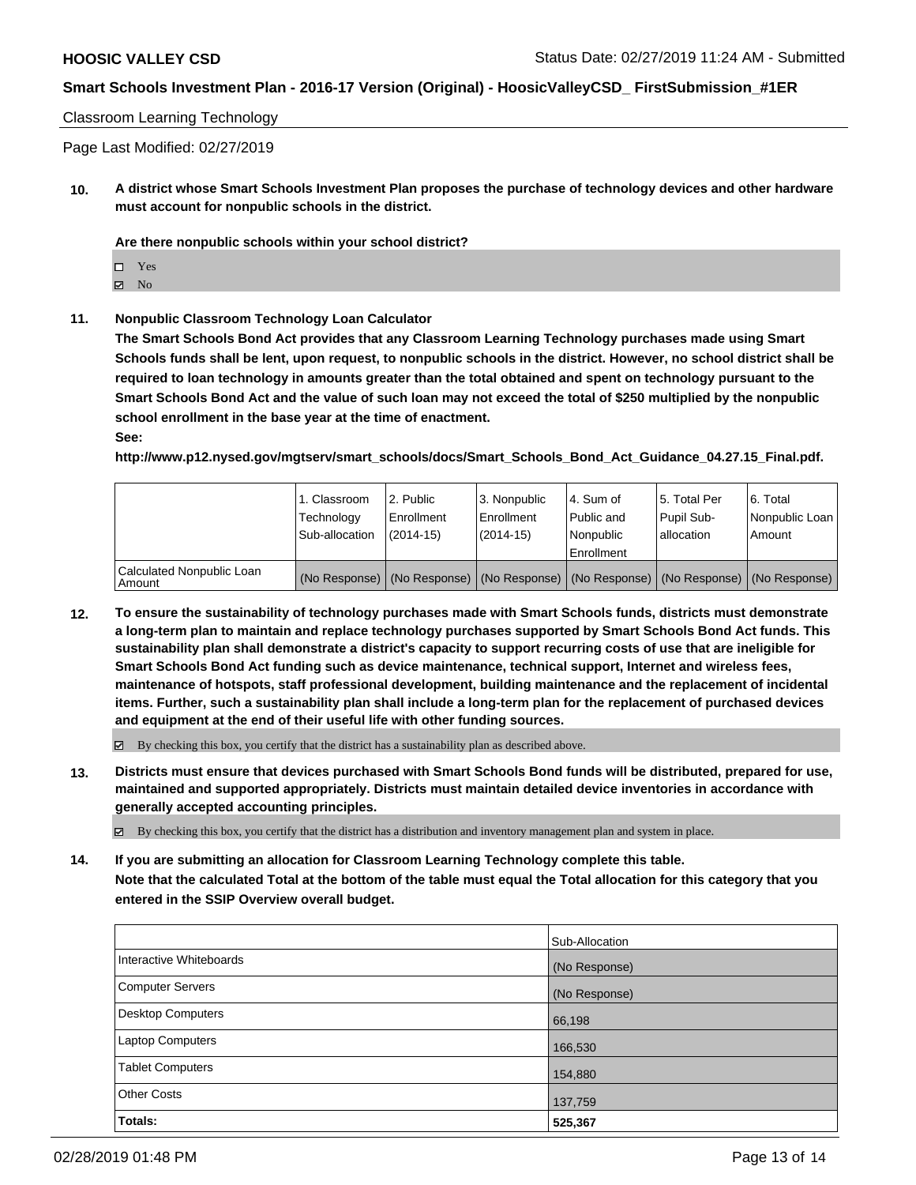Classroom Learning Technology

Page Last Modified: 02/27/2019

**10. A district whose Smart Schools Investment Plan proposes the purchase of technology devices and other hardware must account for nonpublic schools in the district.**

**Are there nonpublic schools within your school district?**

- ☐ Yes
- ☑ No

**11. Nonpublic Classroom Technology Loan Calculator**

**The Smart Schools Bond Act provides that any Classroom Learning Technology purchases made using Smart Schools funds shall be lent, upon request, to nonpublic schools in the district. However, no school district shall be required to loan technology in amounts greater than the total obtained and spent on technology pursuant to the Smart Schools Bond Act and the value of such loan may not exceed the total of $250 multiplied by the nonpublic school enrollment in the base year at the time of enactment.**

**See:**

**http://www.p12.nysed.gov/mgtserv/smart_schools/docs/Smart_Schools_Bond_Act_Guidance_04.27.15_Final.pdf.**

| | 1. Classroom Technology Sub-allocation | 2. Public Enrollment (2014-15) | 3. Nonpublic Enrollment (2014-15) | 4. Sum of Public and Nonpublic Enrollment | 5. Total Per Pupil Sub-allocation | 6. Total Nonpublic Loan Amount |
|---|---|---|---|---|---|---|
| Calculated Nonpublic Loan Amount | (No Response) | (No Response) | (No Response) | (No Response) | (No Response) | (No Response) |

**12. To ensure the sustainability of technology purchases made with Smart Schools funds, districts must demonstrate a long-term plan to maintain and replace technology purchases supported by Smart Schools Bond Act funds. This sustainability plan shall demonstrate a district's capacity to support recurring costs of use that are ineligible for Smart Schools Bond Act funding such as device maintenance, technical support, Internet and wireless fees, maintenance of hotspots, staff professional development, building maintenance and the replacement of incidental items. Further, such a sustainability plan shall include a long-term plan for the replacement of purchased devices and equipment at the end of their useful life with other funding sources.**

☑ By checking this box, you certify that the district has a sustainability plan as described above.

**13. Districts must ensure that devices purchased with Smart Schools Bond funds will be distributed, prepared for use, maintained and supported appropriately. Districts must maintain detailed device inventories in accordance with generally accepted accounting principles.**

☑ By checking this box, you certify that the district has a distribution and inventory management plan and system in place.

**14. If you are submitting an allocation for Classroom Learning Technology complete this table.**

**Note that the calculated Total at the bottom of the table must equal the Total allocation for this category that you entered in the SSIP Overview overall budget.**

| | Sub-Allocation |
|---|---|
| Interactive Whiteboards | (No Response) |
| Computer Servers | (No Response) |
| Desktop Computers | 66,198 |
| Laptop Computers | 166,530 |
| Tablet Computers | 154,880 |
| Other Costs | 137,759 |
| **Totals:** | **525,367** |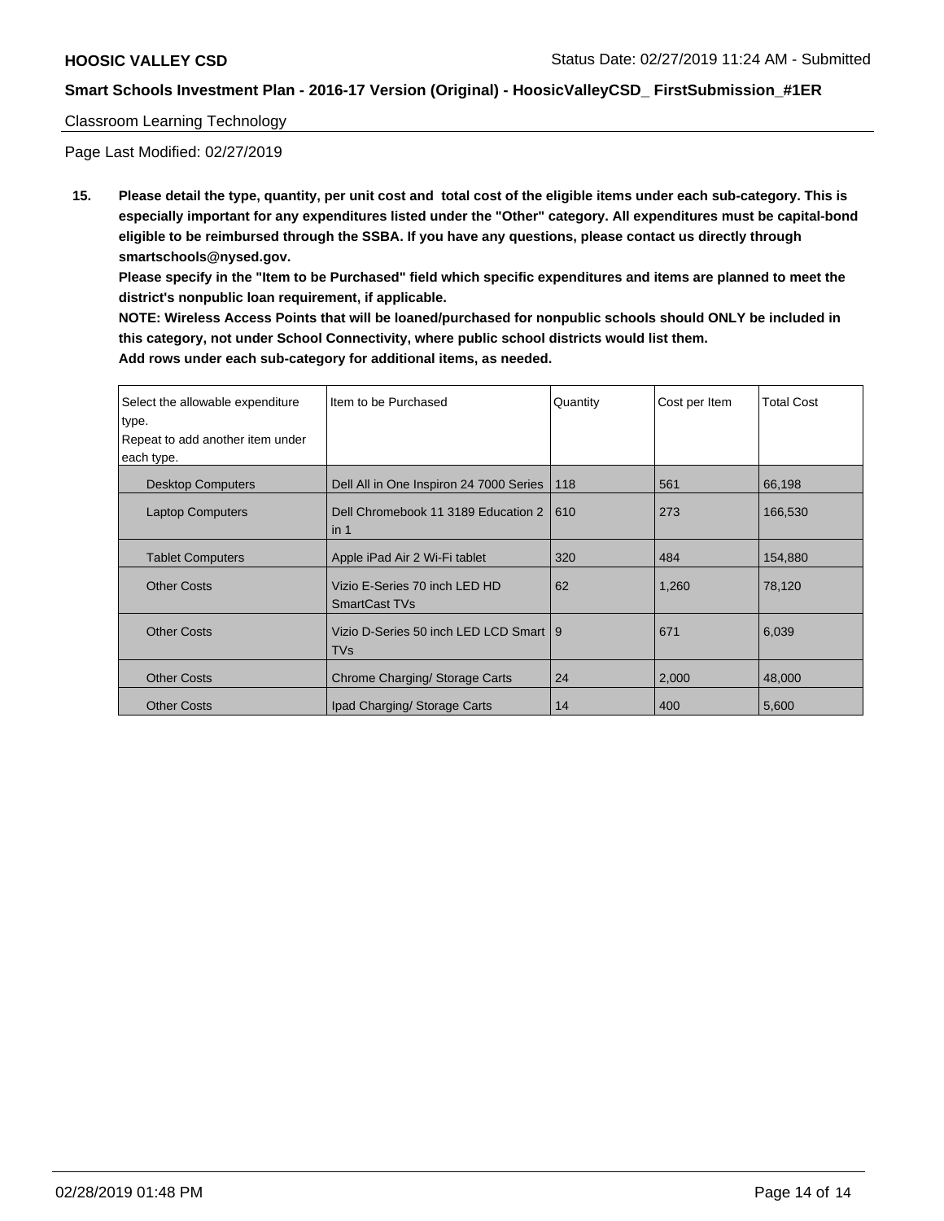Classroom Learning Technology

Page Last Modified: 02/27/2019

**15. Please detail the type, quantity, per unit cost and total cost of the eligible items under each sub-category. This is especially important for any expenditures listed under the "Other" category. All expenditures must be capital-bond eligible to be reimbursed through the SSBA. If you have any questions, please contact us directly through smartschools@nysed.gov.**

**Please specify in the "Item to be Purchased" field which specific expenditures and items are planned to meet the district's nonpublic loan requirement, if applicable.**

**NOTE: Wireless Access Points that will be loaned/purchased for nonpublic schools should ONLY be included in this category, not under School Connectivity, where public school districts would list them.**

**Add rows under each sub-category for additional items, as needed.**

| Select the allowable expenditure type. Repeat to add another item under each type. | Item to be Purchased | Quantity | Cost per Item | Total Cost |
|---|---|---|---|---|
| Desktop Computers | Dell All in One Inspiron 24 7000 Series | 118 | 561 | 66,198 |
| Laptop Computers | Dell Chromebook 11 3189 Education 2 in 1 | 610 | 273 | 166,530 |
| Tablet Computers | Apple iPad Air 2 Wi-Fi tablet | 320 | 484 | 154,880 |
| Other Costs | Vizio E-Series 70 inch LED HD SmartCast TVs | 62 | 1,260 | 78,120 |
| Other Costs | Vizio D-Series 50 inch LED LCD Smart TVs | 9 | 671 | 6,039 |
| Other Costs | Chrome Charging/ Storage Carts | 24 | 2,000 | 48,000 |
| Other Costs | Ipad Charging/ Storage Carts | 14 | 400 | 5,600 |